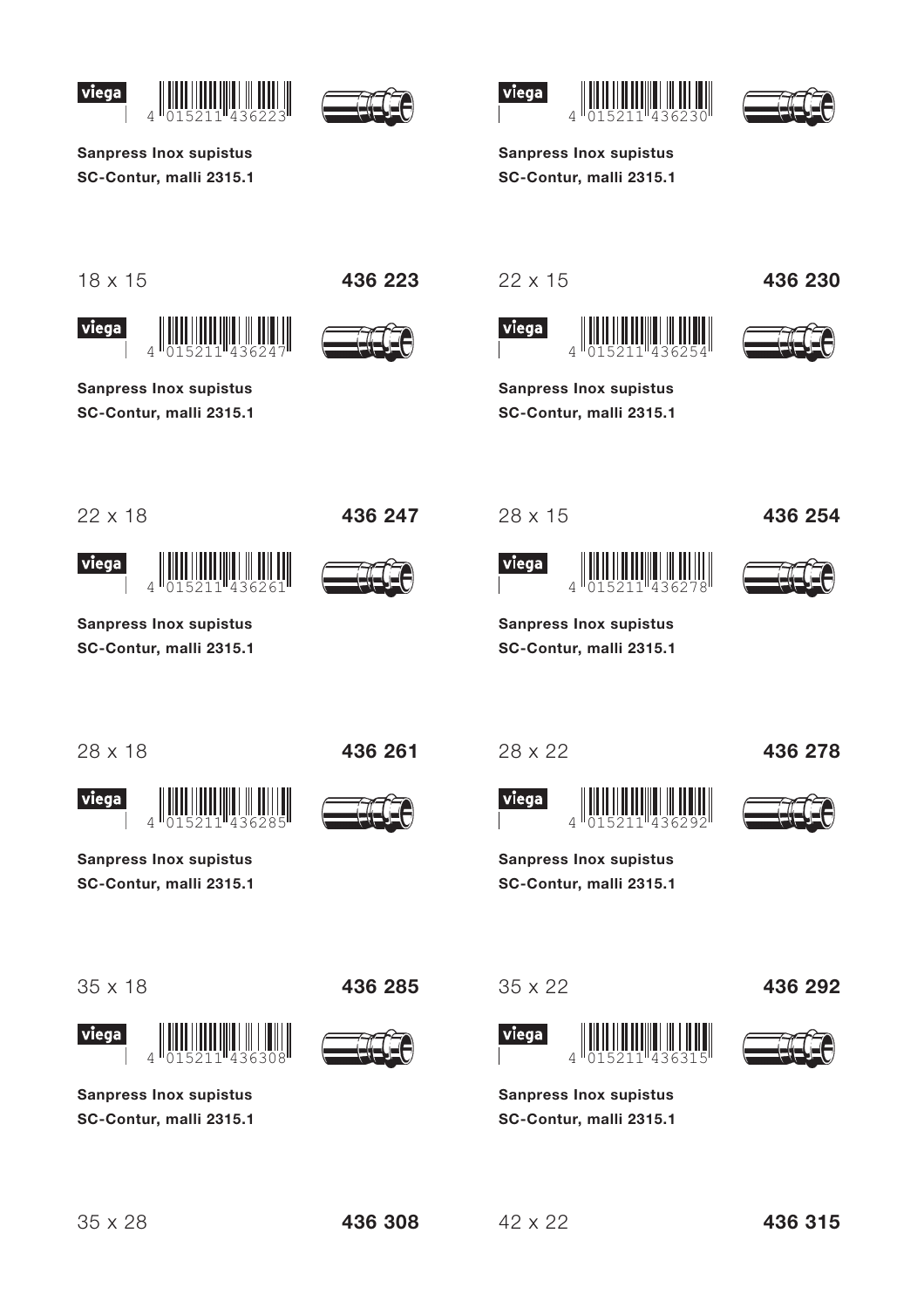viega 4 015211 436223

**Sanpress Inox supistus**
**SC-Contur, malli 2315.1**

18 x 15 **436 223**

viega 4 015211 436230

**Sanpress Inox supistus**
**SC-Contur, malli 2315.1**

22 x 15 **436 230**

viega 4 015211 436247

**Sanpress Inox supistus**
**SC-Contur, malli 2315.1**

22 x 18 **436 247**

viega 4 015211 436254

**Sanpress Inox supistus**
**SC-Contur, malli 2315.1**

28 x 15 **436 254**

viega 4 015211 436261

**Sanpress Inox supistus**
**SC-Contur, malli 2315.1**

28 x 18 **436 261**

viega 4 015211 436278

**Sanpress Inox supistus**
**SC-Contur, malli 2315.1**

28 x 22 **436 278**

viega 4 015211 436285

**Sanpress Inox supistus**
**SC-Contur, malli 2315.1**

35 x 18 **436 285**

viega 4 015211 436292

**Sanpress Inox supistus**
**SC-Contur, malli 2315.1**

35 x 22 **436 292**

viega 4 015211 436308

**Sanpress Inox supistus**
**SC-Contur, malli 2315.1**

35 x 28 **436 308**

viega 4 015211 436315

**Sanpress Inox supistus**
**SC-Contur, malli 2315.1**

42 x 22 **436 315**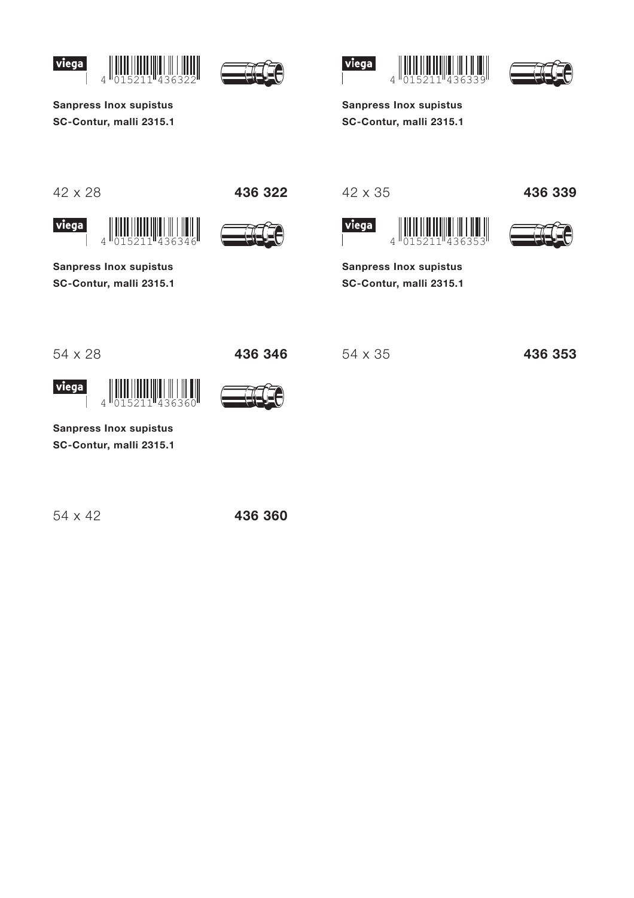viega 4 015211 436322

**Sanpress Inox supistus**
**SC-Contur, malli 2315.1**

42 x 28 **436 322**

viega 4 015211 436339

**Sanpress Inox supistus**
**SC-Contur, malli 2315.1**

42 x 35 **436 339**

viega 4 015211 436346

**Sanpress Inox supistus**
**SC-Contur, malli 2315.1**

54 x 28 **436 346**

viega 4 015211 436353

**Sanpress Inox supistus**
**SC-Contur, malli 2315.1**

54 x 35 **436 353**

viega 4 015211 436360

**Sanpress Inox supistus**
**SC-Contur, malli 2315.1**

54 x 42 **436 360**